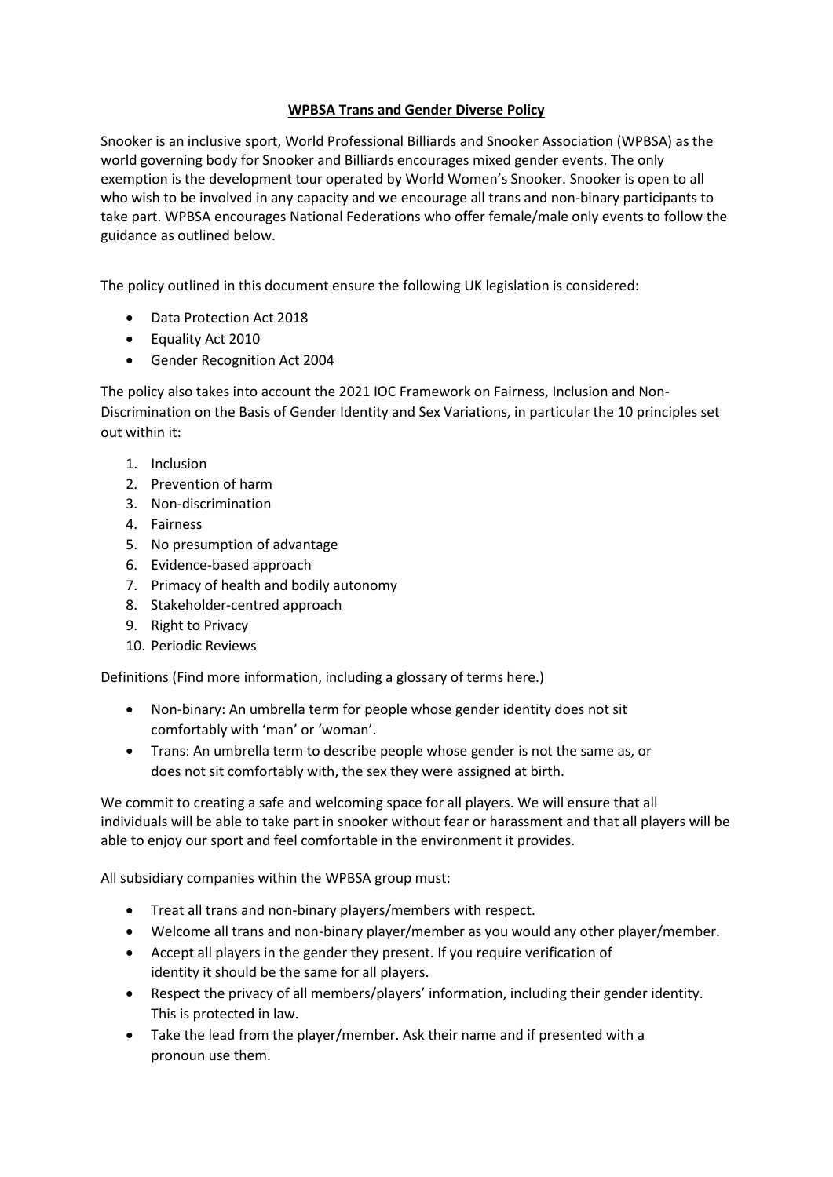# **WPBSA Trans and Gender Diverse Policy**

Snooker is an inclusive sport, World Professional Billiards and Snooker Association (WPBSA) as the world governing body for Snooker and Billiards encourages mixed gender events. The only exemption is the development tour operated by World Women's Snooker. Snooker is open to all who wish to be involved in any capacity and we encourage all trans and non-binary participants to take part. WPBSA encourages National Federations who offer female/male only events to follow the guidance as outlined below.

The policy outlined in this document ensure the following UK legislation is considered:

- Data Protection Act 2018
- Equality Act 2010
- Gender Recognition Act 2004

The policy also takes into account the 2021 IOC Framework on Fairness, Inclusion and Non-Discrimination on the Basis of Gender Identity and Sex Variations, in particular the 10 principles set out within it:

1. Inclusion
2. Prevention of harm
3. Non-discrimination
4. Fairness
5. No presumption of advantage
6. Evidence-based approach
7. Primacy of health and bodily autonomy
8. Stakeholder-centred approach
9. Right to Privacy
10. Periodic Reviews

Definitions (Find more information, including a glossary of terms here.)

- Non-binary: An umbrella term for people whose gender identity does not sit comfortably with 'man' or 'woman'.
- Trans: An umbrella term to describe people whose gender is not the same as, or does not sit comfortably with, the sex they were assigned at birth.

We commit to creating a safe and welcoming space for all players. We will ensure that all individuals will be able to take part in snooker without fear or harassment and that all players will be able to enjoy our sport and feel comfortable in the environment it provides.

All subsidiary companies within the WPBSA group must:

- Treat all trans and non-binary players/members with respect.
- Welcome all trans and non-binary player/member as you would any other player/member.
- Accept all players in the gender they present. If you require verification of identity it should be the same for all players.
- Respect the privacy of all members/players' information, including their gender identity. This is protected in law.
- Take the lead from the player/member. Ask their name and if presented with a pronoun use them.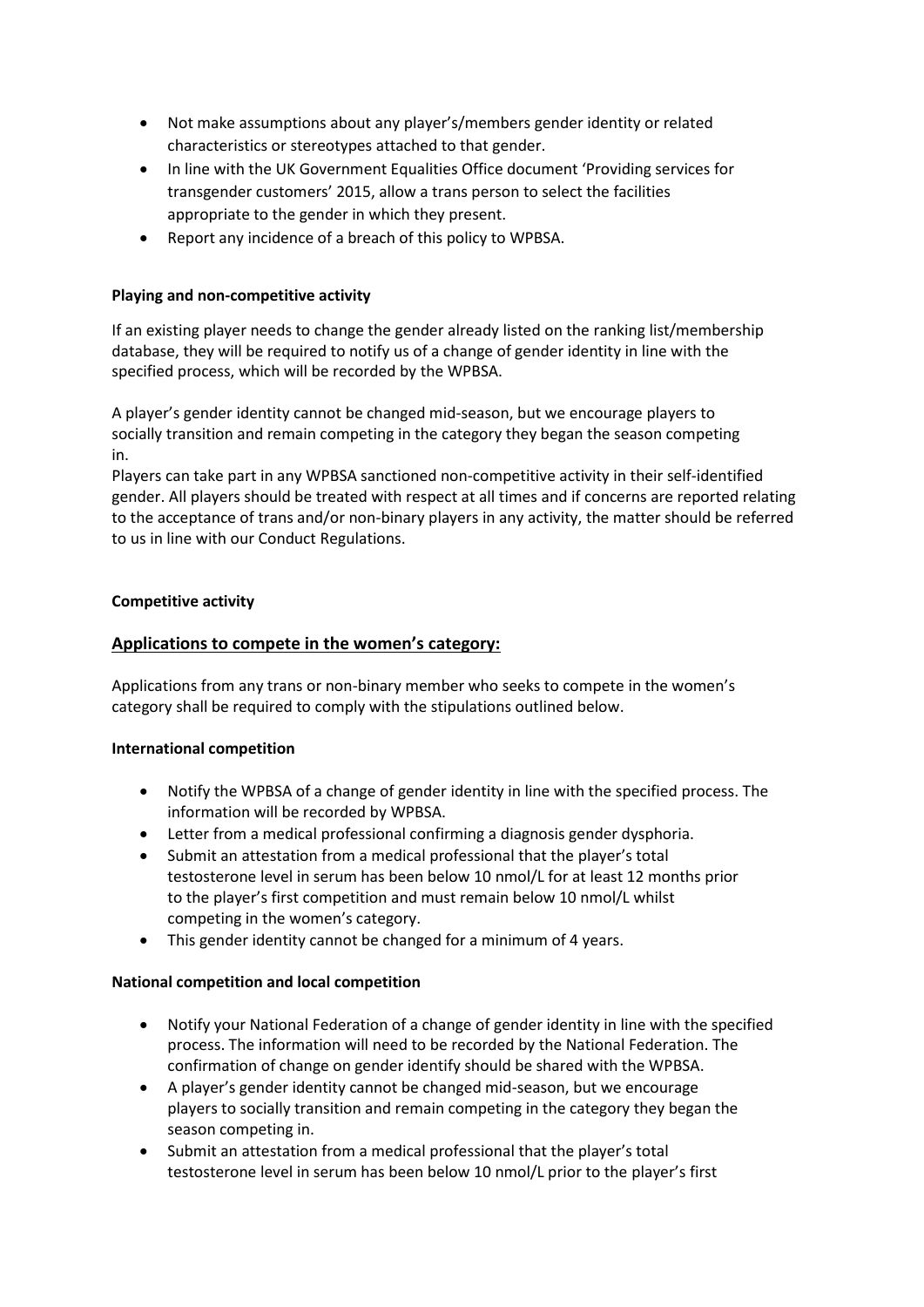- Not make assumptions about any player's/members gender identity or related characteristics or stereotypes attached to that gender.
- In line with the UK Government Equalities Office document 'Providing services for transgender customers' 2015, allow a trans person to select the facilities appropriate to the gender in which they present.
- Report any incidence of a breach of this policy to WPBSA.

**Playing and non-competitive activity**

If an existing player needs to change the gender already listed on the ranking list/membership database, they will be required to notify us of a change of gender identity in line with the specified process, which will be recorded by the WPBSA.

A player's gender identity cannot be changed mid-season, but we encourage players to socially transition and remain competing in the category they began the season competing in.

Players can take part in any WPBSA sanctioned non-competitive activity in their self-identified gender. All players should be treated with respect at all times and if concerns are reported relating to the acceptance of trans and/or non-binary players in any activity, the matter should be referred to us in line with our Conduct Regulations.

**Competitive activity**

## Applications to compete in the women's category:

Applications from any trans or non-binary member who seeks to compete in the women's category shall be required to comply with the stipulations outlined below.

**International competition**

- Notify the WPBSA of a change of gender identity in line with the specified process. The information will be recorded by WPBSA.
- Letter from a medical professional confirming a diagnosis gender dysphoria.
- Submit an attestation from a medical professional that the player's total testosterone level in serum has been below 10 nmol/L for at least 12 months prior to the player's first competition and must remain below 10 nmol/L whilst competing in the women's category.
- This gender identity cannot be changed for a minimum of 4 years.

**National competition and local competition**

- Notify your National Federation of a change of gender identity in line with the specified process. The information will need to be recorded by the National Federation. The confirmation of change on gender identify should be shared with the WPBSA.
- A player's gender identity cannot be changed mid-season, but we encourage players to socially transition and remain competing in the category they began the season competing in.
- Submit an attestation from a medical professional that the player's total testosterone level in serum has been below 10 nmol/L prior to the player's first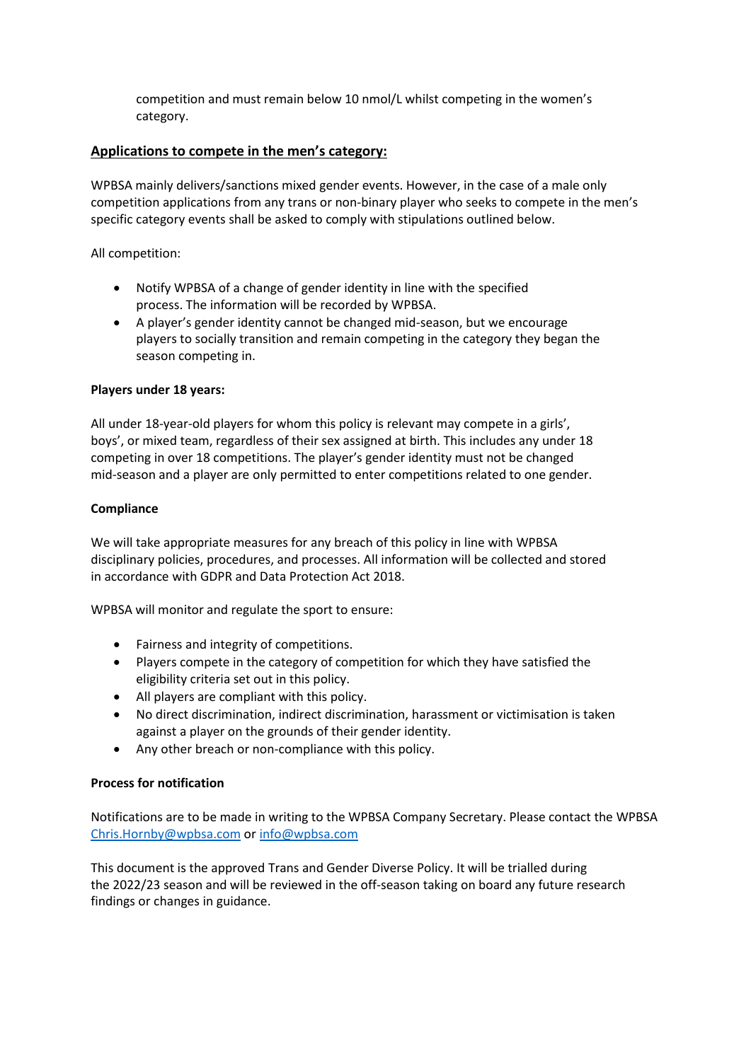competition and must remain below 10 nmol/L whilst competing in the women's category.

## Applications to compete in the men's category:

WPBSA mainly delivers/sanctions mixed gender events. However, in the case of a male only competition applications from any trans or non-binary player who seeks to compete in the men's specific category events shall be asked to comply with stipulations outlined below.

All competition:

- Notify WPBSA of a change of gender identity in line with the specified process. The information will be recorded by WPBSA.
- A player's gender identity cannot be changed mid-season, but we encourage players to socially transition and remain competing in the category they began the season competing in.

**Players under 18 years:**

All under 18-year-old players for whom this policy is relevant may compete in a girls', boys', or mixed team, regardless of their sex assigned at birth. This includes any under 18 competing in over 18 competitions. The player's gender identity must not be changed mid-season and a player are only permitted to enter competitions related to one gender.

**Compliance**

We will take appropriate measures for any breach of this policy in line with WPBSA disciplinary policies, procedures, and processes. All information will be collected and stored in accordance with GDPR and Data Protection Act 2018.

WPBSA will monitor and regulate the sport to ensure:

- Fairness and integrity of competitions.
- Players compete in the category of competition for which they have satisfied the eligibility criteria set out in this policy.
- All players are compliant with this policy.
- No direct discrimination, indirect discrimination, harassment or victimisation is taken against a player on the grounds of their gender identity.
- Any other breach or non-compliance with this policy.

**Process for notification**

Notifications are to be made in writing to the WPBSA Company Secretary. Please contact the WPBSA Chris.Hornby@wpbsa.com or info@wpbsa.com

This document is the approved Trans and Gender Diverse Policy. It will be trialled during the 2022/23 season and will be reviewed in the off-season taking on board any future research findings or changes in guidance.